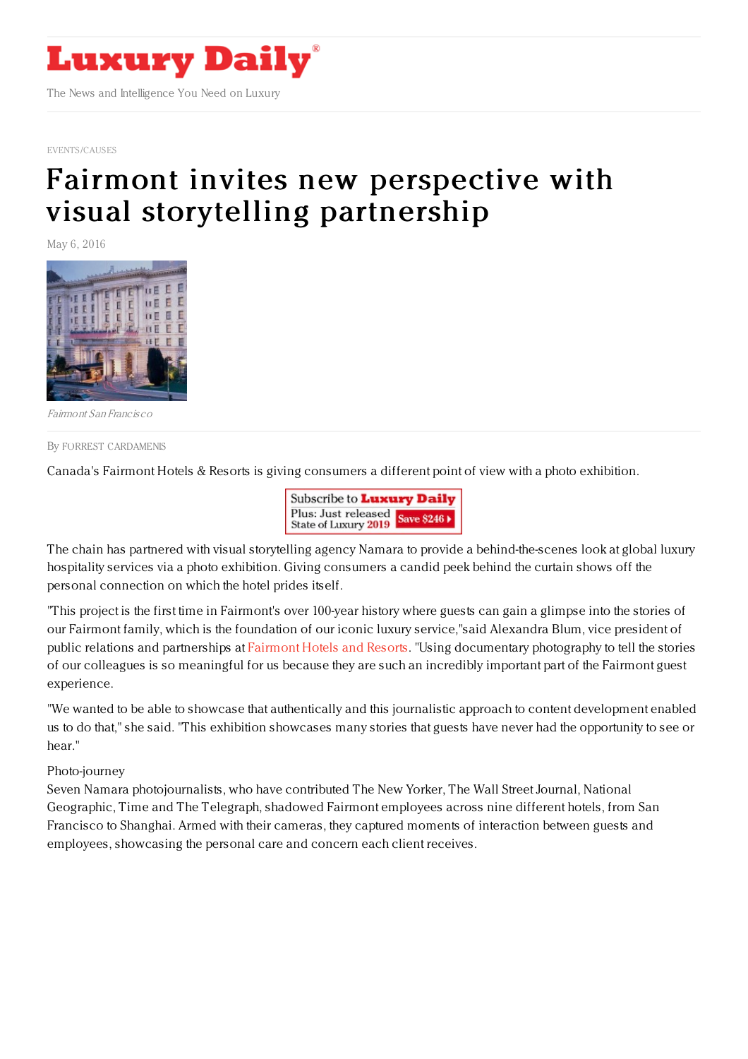# Luxury Daily

The News and Intelligence You Need on Luxury

EVENTS/CAUSES

# Fairmont invites new perspective with visual storytelling partnership

May 6, 2016

*Fairmont San Francisco*

By FORREST CARDAMENIS

Canada's Fairmont Hotels & Resorts is giving consumers a different point of view with a photo exhibition.

Subscribe to **Luxury Daily**
Plus: Just released State of Luxury 2019 Save $246

The chain has partnered with visual storytelling agency Namara to provide a behind-the-scenes look at global luxury hospitality services via a photo exhibition. Giving consumers a candid peek behind the curtain shows off the personal connection on which the hotel prides itself.

"This project is the first time in Fairmont's over 100-year history where guests can gain a glimpse into the stories of our Fairmont family, which is the foundation of our iconic luxury service,"said Alexandra Blum, vice president of public relations and partnerships at Fairmont Hotels and Resorts. "Using documentary photography to tell the stories of our colleagues is so meaningful for us because they are such an incredibly important part of the Fairmont guest experience.

"We wanted to be able to showcase that authentically and this journalistic approach to content development enabled us to do that," she said. "This exhibition showcases many stories that guests have never had the opportunity to see or hear."

Photo-journey

Seven Namara photojournalists, who have contributed The New Yorker, The Wall Street Journal, National Geographic, Time and The Telegraph, shadowed Fairmont employees across nine different hotels, from San Francisco to Shanghai. Armed with their cameras, they captured moments of interaction between guests and employees, showcasing the personal care and concern each client receives.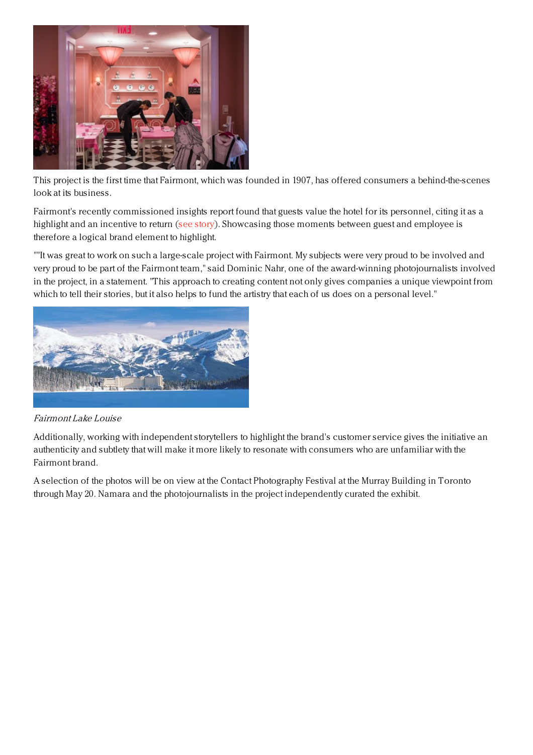This project is the first time that Fairmont, which was founded in 1907, has offered consumers a behind-the-scenes look at its business.

Fairmont's recently commissioned insights report found that guests value the hotel for its personnel, citing it as a highlight and an incentive to return (see story). Showcasing those moments between guest and employee is therefore a logical brand element to highlight.

""It was great to work on such a large-scale project with Fairmont. My subjects were very proud to be involved and very proud to be part of the Fairmont team," said Dominic Nahr, one of the award-winning photojournalists involved in the project, in a statement. "This approach to creating content not only gives companies a unique viewpoint from which to tell their stories, but it also helps to fund the artistry that each of us does on a personal level."

*Fairmont Lake Louise*

Additionally, working with independent storytellers to highlight the brand's customer service gives the initiative an authenticity and subtlety that will make it more likely to resonate with consumers who are unfamiliar with the Fairmont brand.

A selection of the photos will be on view at the Contact Photography Festival at the Murray Building in Toronto through May 20. Namara and the photojournalists in the project independently curated the exhibit.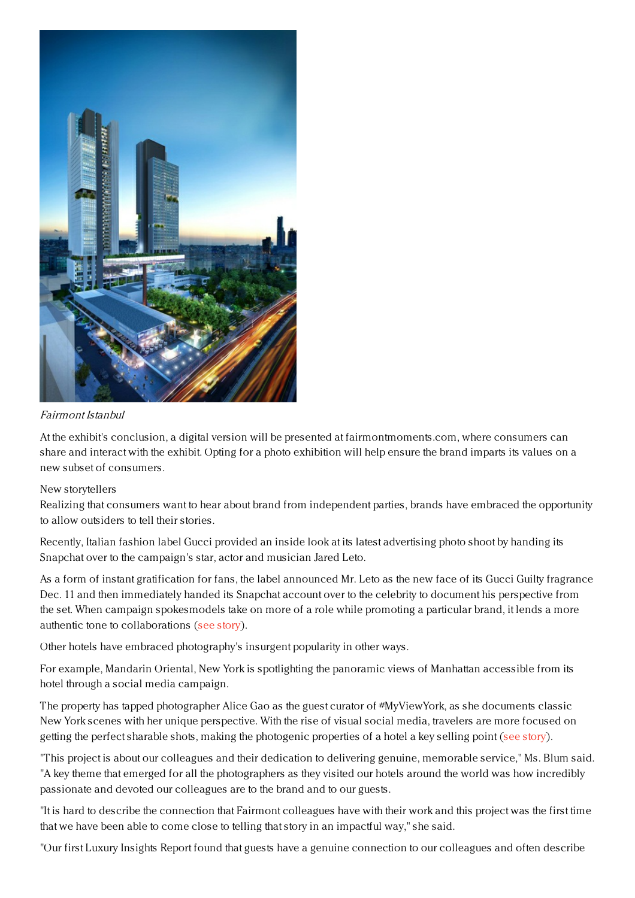*Fairmont Istanbul*

At the exhibit's conclusion, a digital version will be presented at fairmontmoments.com, where consumers can share and interact with the exhibit. Opting for a photo exhibition will help ensure the brand imparts its values on a new subset of consumers.

New storytellers

Realizing that consumers want to hear about brand from independent parties, brands have embraced the opportunity to allow outsiders to tell their stories.

Recently, Italian fashion label Gucci provided an inside look at its latest advertising photo shoot by handing its Snapchat over to the campaign's star, actor and musician Jared Leto.

As a form of instant gratification for fans, the label announced Mr. Leto as the new face of its Gucci Guilty fragrance Dec. 11 and then immediately handed its Snapchat account over to the celebrity to document his perspective from the set. When campaign spokesmodels take on more of a role while promoting a particular brand, it lends a more authentic tone to collaborations (see story).

Other hotels have embraced photography's insurgent popularity in other ways.

For example, Mandarin Oriental, New York is spotlighting the panoramic views of Manhattan accessible from its hotel through a social media campaign.

The property has tapped photographer Alice Gao as the guest curator of #MyViewYork, as she documents classic New York scenes with her unique perspective. With the rise of visual social media, travelers are more focused on getting the perfect sharable shots, making the photogenic properties of a hotel a key selling point (see story).

"This project is about our colleagues and their dedication to delivering genuine, memorable service," Ms. Blum said. "A key theme that emerged for all the photographers as they visited our hotels around the world was how incredibly passionate and devoted our colleagues are to the brand and to our guests.

"It is hard to describe the connection that Fairmont colleagues have with their work and this project was the first time that we have been able to come close to telling that story in an impactful way," she said.

"Our first Luxury Insights Report found that guests have a genuine connection to our colleagues and often describe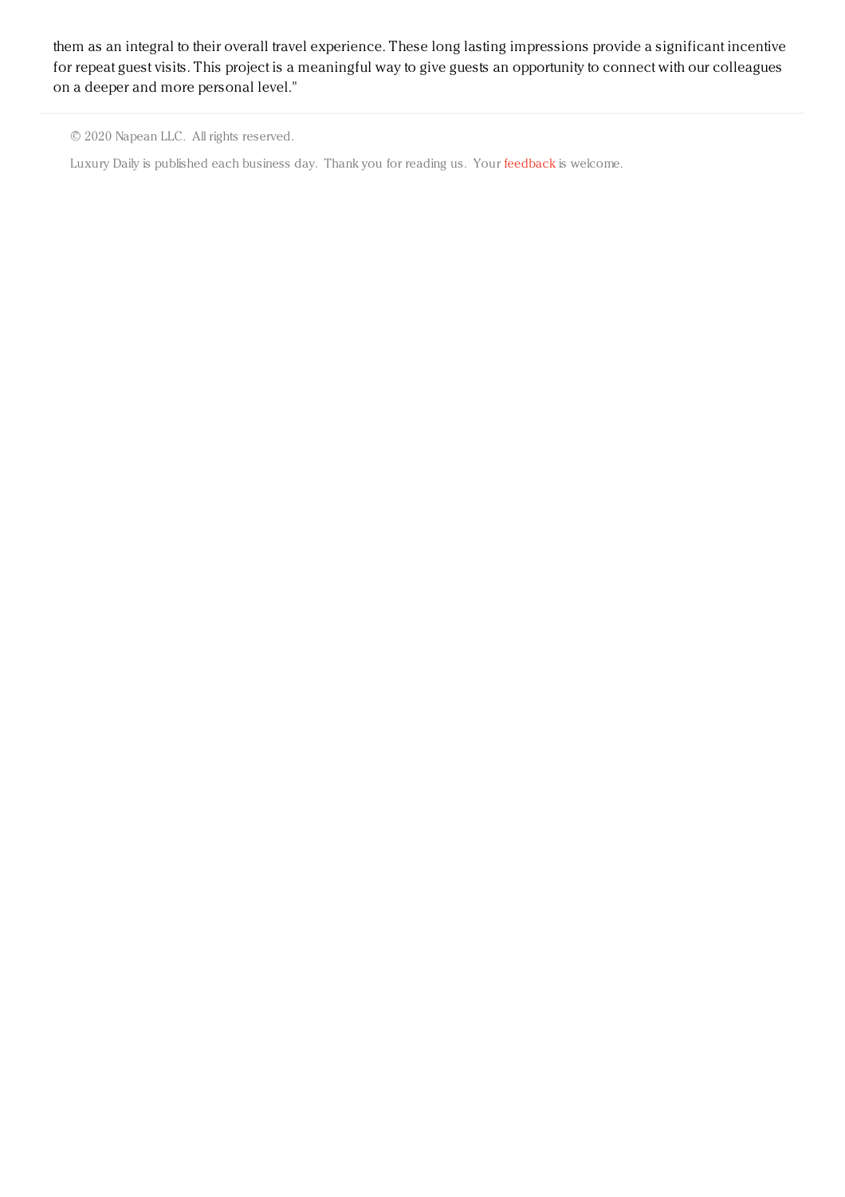them as an integral to their overall travel experience. These long lasting impressions provide a significant incentive for repeat guest visits. This project is a meaningful way to give guests an opportunity to connect with our colleagues on a deeper and more personal level."

---

© 2020 Napean LLC. All rights reserved.

Luxury Daily is published each business day. Thank you for reading us. Your feedback is welcome.